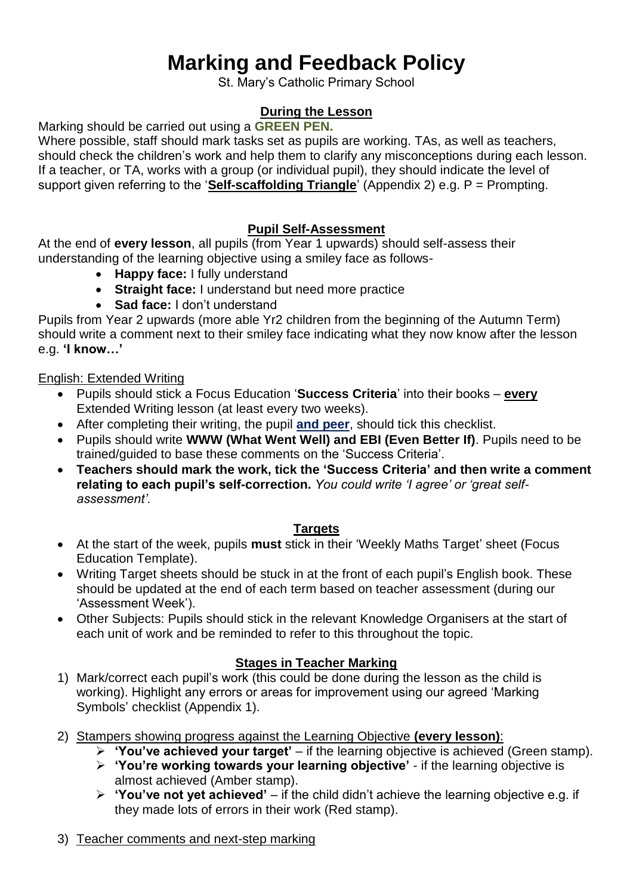# Marking and Feedback Policy

St. Mary's Catholic Primary School

## During the Lesson

Marking should be carried out using a **GREEN PEN.**

Where possible, staff should mark tasks set as pupils are working. TAs, as well as teachers, should check the children's work and help them to clarify any misconceptions during each lesson. If a teacher, or TA, works with a group (or individual pupil), they should indicate the level of support given referring to the '**Self-scaffolding Triangle**' (Appendix 2) e.g. P = Prompting.

## Pupil Self-Assessment

At the end of **every lesson**, all pupils (from Year 1 upwards) should self-assess their understanding of the learning objective using a smiley face as follows-

- **Happy face:** I fully understand
- **Straight face:** I understand but need more practice
- **Sad face:** I don't understand

Pupils from Year 2 upwards (more able Yr2 children from the beginning of the Autumn Term) should write a comment next to their smiley face indicating what they now know after the lesson e.g. **'I know…'**

English: Extended Writing

- Pupils should stick a Focus Education '**Success Criteria**' into their books – **every** Extended Writing lesson (at least every two weeks).
- After completing their writing, the pupil **and peer**, should tick this checklist.
- Pupils should write **WWW (What Went Well) and EBI (Even Better If)**. Pupils need to be trained/guided to base these comments on the 'Success Criteria'.
- **Teachers should mark the work, tick the 'Success Criteria' and then write a comment relating to each pupil's self-correction.** *You could write 'I agree' or 'great self-assessment'.*

## Targets

- At the start of the week, pupils **must** stick in their 'Weekly Maths Target' sheet (Focus Education Template).
- Writing Target sheets should be stuck in at the front of each pupil's English book. These should be updated at the end of each term based on teacher assessment (during our 'Assessment Week').
- Other Subjects: Pupils should stick in the relevant Knowledge Organisers at the start of each unit of work and be reminded to refer to this throughout the topic.

## Stages in Teacher Marking

1) Mark/correct each pupil's work (this could be done during the lesson as the child is working). Highlight any errors or areas for improvement using our agreed 'Marking Symbols' checklist (Appendix 1).

2) Stampers showing progress against the Learning Objective **(every lesson)**:
   - **'You've achieved your target'** – if the learning objective is achieved (Green stamp).
   - **'You're working towards your learning objective'** - if the learning objective is almost achieved (Amber stamp).
   - **'You've not yet achieved'** – if the child didn't achieve the learning objective e.g. if they made lots of errors in their work (Red stamp).

3) Teacher comments and next-step marking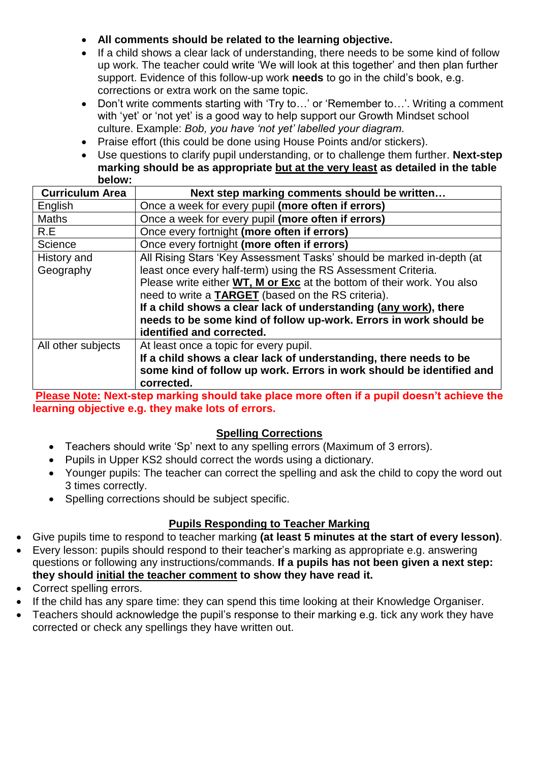- **All comments should be related to the learning objective.**
- If a child shows a clear lack of understanding, there needs to be some kind of follow up work. The teacher could write 'We will look at this together' and then plan further support. Evidence of this follow-up work **needs** to go in the child's book, e.g. corrections or extra work on the same topic.
- Don't write comments starting with 'Try to…' or 'Remember to…'. Writing a comment with 'yet' or 'not yet' is a good way to help support our Growth Mindset school culture. Example: *Bob, you have 'not yet' labelled your diagram*.
- Praise effort (this could be done using House Points and/or stickers).
- Use questions to clarify pupil understanding, or to challenge them further. **Next-step marking should be as appropriate <u>but at the very least</u> as detailed in the table below:**

| Curriculum Area | Next step marking comments should be written… |
|---|---|
| English | Once a week for every pupil **(more often if errors)** |
| Maths | Once a week for every pupil **(more often if errors)** |
| R.E | Once every fortnight **(more often if errors)** |
| Science | Once every fortnight **(more often if errors)** |
| History and Geography | All Rising Stars 'Key Assessment Tasks' should be marked in-depth (at least once every half-term) using the RS Assessment Criteria. Please write either **<u>WT, M or Exc</u>** at the bottom of their work. You also need to write a **<u>TARGET</u>** (based on the RS criteria). **If a child shows a clear lack of understanding (<u>any work</u>), there needs to be some kind of follow up-work. Errors in work should be identified and corrected.** |
| All other subjects | At least once a topic for every pupil. **If a child shows a clear lack of understanding, there needs to be some kind of follow up work. Errors in work should be identified and corrected.** |

**<u>Please Note:</u> Next-step marking should take place more often if a pupil doesn't achieve the learning objective e.g. they make lots of errors.**

## <u>Spelling Corrections</u>

- Teachers should write 'Sp' next to any spelling errors (Maximum of 3 errors).
- Pupils in Upper KS2 should correct the words using a dictionary.
- Younger pupils: The teacher can correct the spelling and ask the child to copy the word out 3 times correctly.
- Spelling corrections should be subject specific.

## <u>Pupils Responding to Teacher Marking</u>

- Give pupils time to respond to teacher marking **(at least 5 minutes at the start of every lesson)**.
- Every lesson: pupils should respond to their teacher's marking as appropriate e.g. answering questions or following any instructions/commands. **If a pupils has not been given a next step: they should <u>initial the teacher comment</u> to show they have read it.**
- Correct spelling errors.
- If the child has any spare time: they can spend this time looking at their Knowledge Organiser.
- Teachers should acknowledge the pupil's response to their marking e.g. tick any work they have corrected or check any spellings they have written out.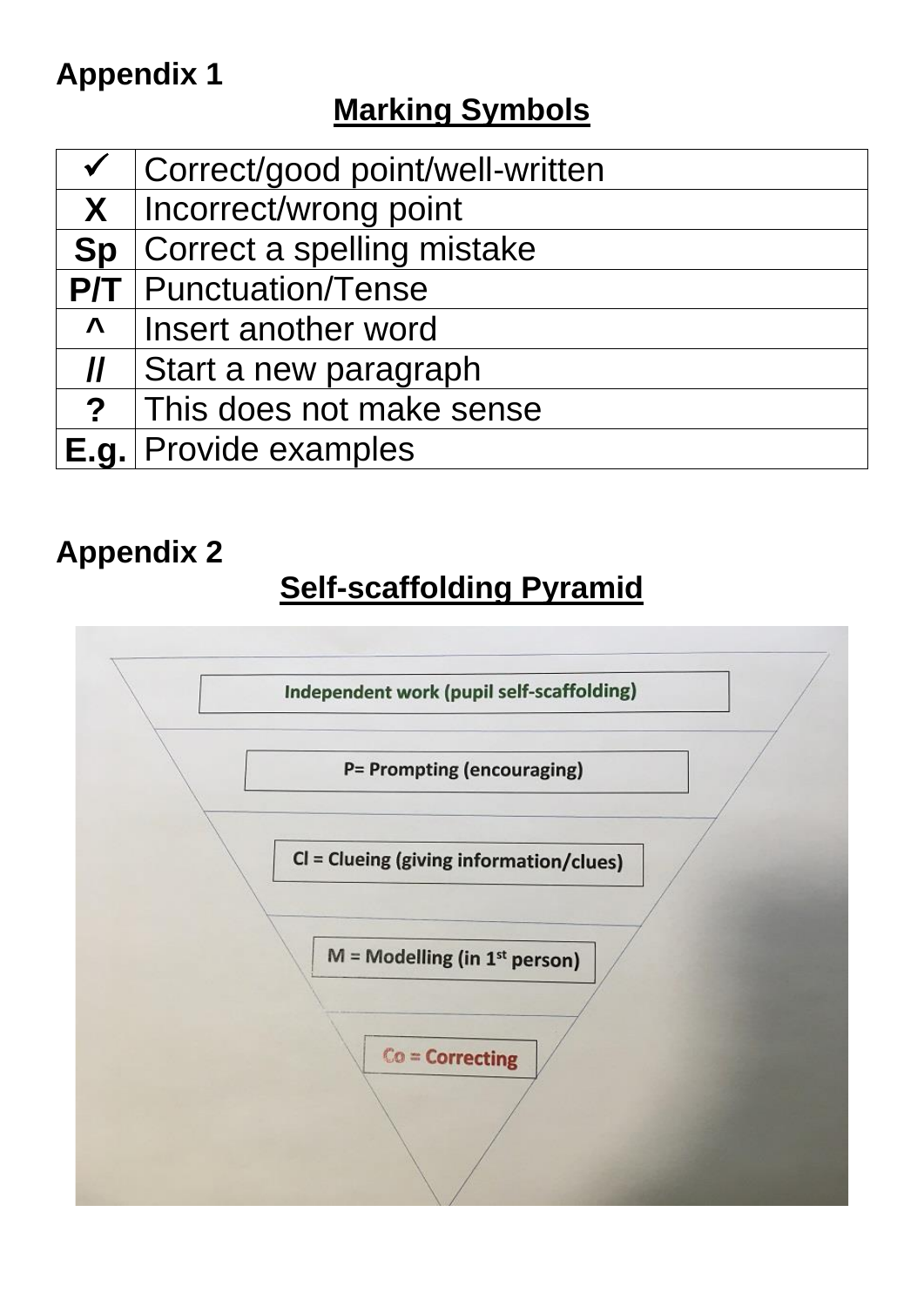**Appendix 1**

## Marking Symbols

| | |
|---|---|
| ✓ | Correct/good point/well-written |
| **X** | Incorrect/wrong point |
| **Sp** | Correct a spelling mistake |
| **P/T** | Punctuation/Tense |
| **^** | Insert another word |
| **//** | Start a new paragraph |
| **?** | This does not make sense |
| **E.g.** | Provide examples |

**Appendix 2**

## Self-scaffolding Pyramid

Independent work (pupil self-scaffolding)

P= Prompting (encouraging)

Cl = Clueing (giving information/clues)

M = Modelling (in 1st person)

Co = Correcting